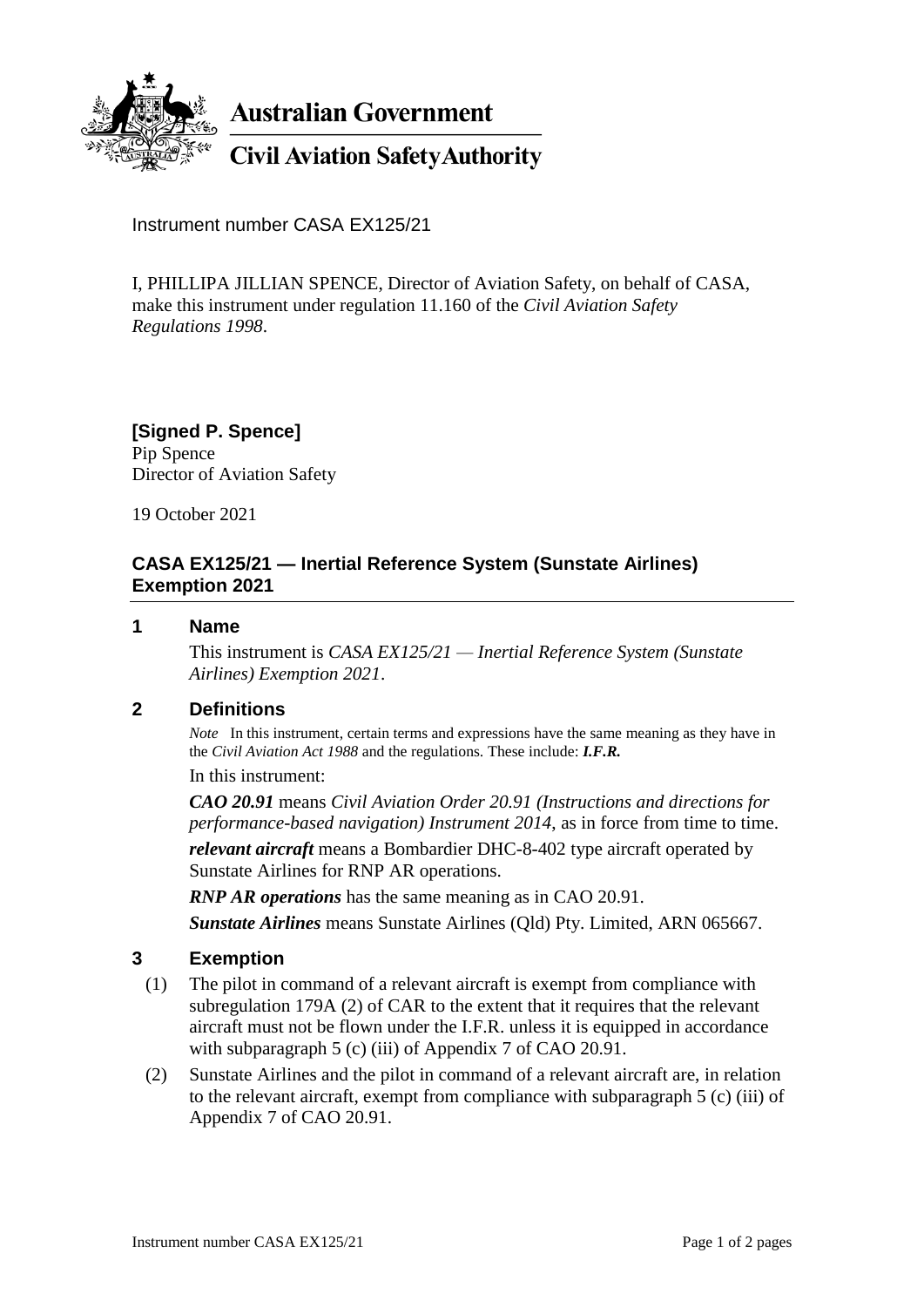**Australian Government**

**Civil Aviation Safety Authority**

Instrument number CASA EX125/21

I, PHILLIPA JILLIAN SPENCE, Director of Aviation Safety, on behalf of CASA, make this instrument under regulation 11.160 of the *Civil Aviation Safety Regulations 1998*.

**[Signed P. Spence]**
Pip Spence
Director of Aviation Safety

19 October 2021

## CASA EX125/21 — Inertial Reference System (Sunstate Airlines) Exemption 2021

### 1 Name

This instrument is *CASA EX125/21 — Inertial Reference System (Sunstate Airlines) Exemption 2021*.

### 2 Definitions

*Note* In this instrument, certain terms and expressions have the same meaning as they have in the *Civil Aviation Act 1988* and the regulations. These include: ***I.F.R.***

In this instrument:

***CAO 20.91*** means *Civil Aviation Order 20.91 (Instructions and directions for performance-based navigation) Instrument 2014*, as in force from time to time.

***relevant aircraft*** means a Bombardier DHC-8-402 type aircraft operated by Sunstate Airlines for RNP AR operations.

***RNP AR operations*** has the same meaning as in CAO 20.91.

***Sunstate Airlines*** means Sunstate Airlines (Qld) Pty. Limited, ARN 065667.

### 3 Exemption

(1) The pilot in command of a relevant aircraft is exempt from compliance with subregulation 179A (2) of CAR to the extent that it requires that the relevant aircraft must not be flown under the I.F.R. unless it is equipped in accordance with subparagraph 5 (c) (iii) of Appendix 7 of CAO 20.91.

(2) Sunstate Airlines and the pilot in command of a relevant aircraft are, in relation to the relevant aircraft, exempt from compliance with subparagraph 5 (c) (iii) of Appendix 7 of CAO 20.91.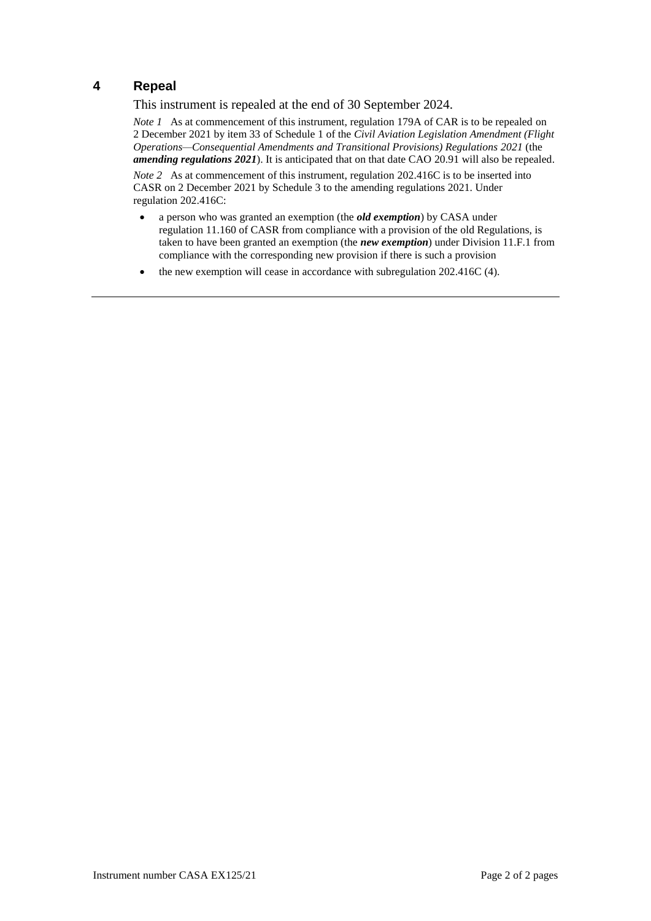## 4 Repeal

This instrument is repealed at the end of 30 September 2024.

*Note 1* As at commencement of this instrument, regulation 179A of CAR is to be repealed on 2 December 2021 by item 33 of Schedule 1 of the *Civil Aviation Legislation Amendment (Flight Operations—Consequential Amendments and Transitional Provisions) Regulations 2021* (the ***amending regulations 2021***). It is anticipated that on that date CAO 20.91 will also be repealed.

*Note 2* As at commencement of this instrument, regulation 202.416C is to be inserted into CASR on 2 December 2021 by Schedule 3 to the amending regulations 2021. Under regulation 202.416C:

- a person who was granted an exemption (the ***old exemption***) by CASA under regulation 11.160 of CASR from compliance with a provision of the old Regulations, is taken to have been granted an exemption (the ***new exemption***) under Division 11.F.1 from compliance with the corresponding new provision if there is such a provision
- the new exemption will cease in accordance with subregulation 202.416C (4).